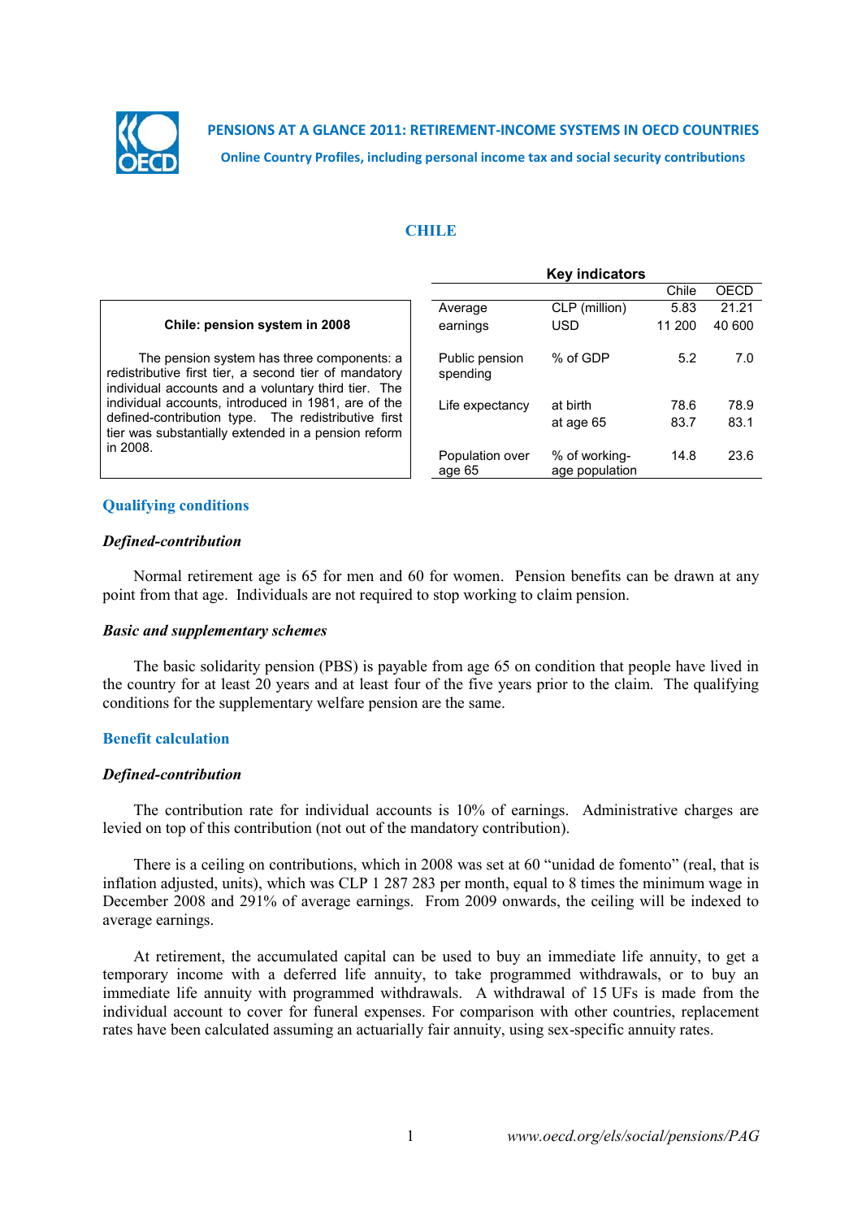**PENSIONS AT A GLANCE 2011: RETIREMENT-INCOME SYSTEMS IN OECD COUNTRIES**

**Online Country Profiles, including personal income tax and social security contributions**

# CHILE

**Chile: pension system in 2008**

The pension system has three components: a redistributive first tier, a second tier of mandatory individual accounts and a voluntary third tier. The individual accounts, introduced in 1981, are of the defined-contribution type. The redistributive first tier was substantially extended in a pension reform in 2008.

**Key indicators**

| | | Chile | OECD |
|---|---|---|---|
| Average earnings | CLP (million) | 5.83 | 21.21 |
| | USD | 11 200 | 40 600 |
| Public pension spending | % of GDP | 5.2 | 7.0 |
| Life expectancy | at birth | 78.6 | 78.9 |
| | at age 65 | 83.7 | 83.1 |
| Population over age 65 | % of working-age population | 14.8 | 23.6 |

## Qualifying conditions

### *Defined-contribution*

Normal retirement age is 65 for men and 60 for women. Pension benefits can be drawn at any point from that age. Individuals are not required to stop working to claim pension.

### *Basic and supplementary schemes*

The basic solidarity pension (PBS) is payable from age 65 on condition that people have lived in the country for at least 20 years and at least four of the five years prior to the claim. The qualifying conditions for the supplementary welfare pension are the same.

## Benefit calculation

### *Defined-contribution*

The contribution rate for individual accounts is 10% of earnings. Administrative charges are levied on top of this contribution (not out of the mandatory contribution).

There is a ceiling on contributions, which in 2008 was set at 60 "unidad de fomento" (real, that is inflation adjusted, units), which was CLP 1 287 283 per month, equal to 8 times the minimum wage in December 2008 and 291% of average earnings. From 2009 onwards, the ceiling will be indexed to average earnings.

At retirement, the accumulated capital can be used to buy an immediate life annuity, to get a temporary income with a deferred life annuity, to take programmed withdrawals, or to buy an immediate life annuity with programmed withdrawals. A withdrawal of 15 UFs is made from the individual account to cover for funeral expenses. For comparison with other countries, replacement rates have been calculated assuming an actuarially fair annuity, using sex-specific annuity rates.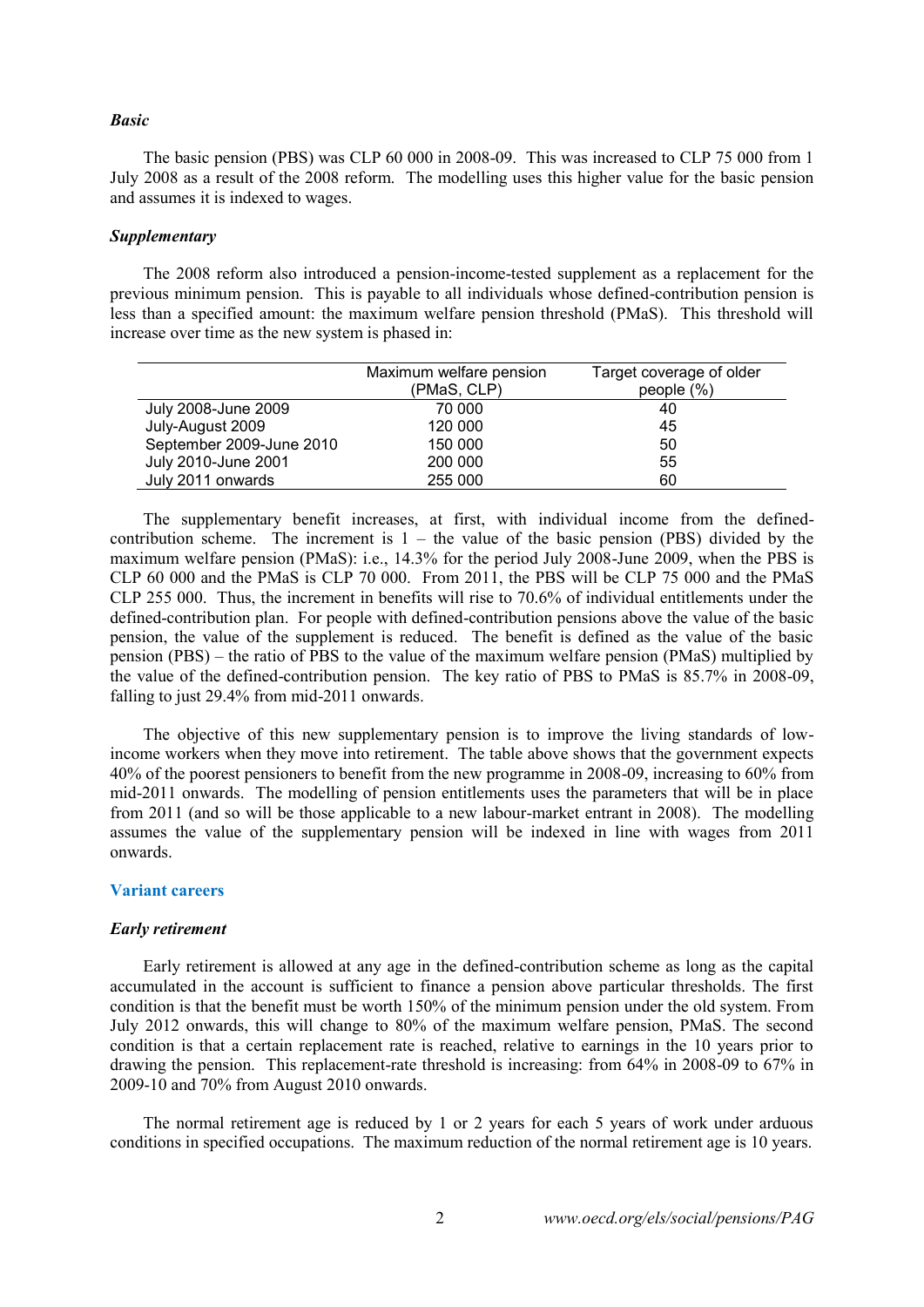### *Basic*

The basic pension (PBS) was CLP 60 000 in 2008-09. This was increased to CLP 75 000 from 1 July 2008 as a result of the 2008 reform. The modelling uses this higher value for the basic pension and assumes it is indexed to wages.

### *Supplementary*

The 2008 reform also introduced a pension-income-tested supplement as a replacement for the previous minimum pension. This is payable to all individuals whose defined-contribution pension is less than a specified amount: the maximum welfare pension threshold (PMaS). This threshold will increase over time as the new system is phased in:

| | Maximum welfare pension (PMaS, CLP) | Target coverage of older people (%) |
|---|---|---|
| July 2008-June 2009 | 70 000 | 40 |
| July-August 2009 | 120 000 | 45 |
| September 2009-June 2010 | 150 000 | 50 |
| July 2010-June 2001 | 200 000 | 55 |
| July 2011 onwards | 255 000 | 60 |

The supplementary benefit increases, at first, with individual income from the defined-contribution scheme. The increment is 1 – the value of the basic pension (PBS) divided by the maximum welfare pension (PMaS): i.e., 14.3% for the period July 2008-June 2009, when the PBS is CLP 60 000 and the PMaS is CLP 70 000. From 2011, the PBS will be CLP 75 000 and the PMaS CLP 255 000. Thus, the increment in benefits will rise to 70.6% of individual entitlements under the defined-contribution plan. For people with defined-contribution pensions above the value of the basic pension, the value of the supplement is reduced. The benefit is defined as the value of the basic pension (PBS) – the ratio of PBS to the value of the maximum welfare pension (PMaS) multiplied by the value of the defined-contribution pension. The key ratio of PBS to PMaS is 85.7% in 2008-09, falling to just 29.4% from mid-2011 onwards.

The objective of this new supplementary pension is to improve the living standards of low-income workers when they move into retirement. The table above shows that the government expects 40% of the poorest pensioners to benefit from the new programme in 2008-09, increasing to 60% from mid-2011 onwards. The modelling of pension entitlements uses the parameters that will be in place from 2011 (and so will be those applicable to a new labour-market entrant in 2008). The modelling assumes the value of the supplementary pension will be indexed in line with wages from 2011 onwards.

## Variant careers

### *Early retirement*

Early retirement is allowed at any age in the defined-contribution scheme as long as the capital accumulated in the account is sufficient to finance a pension above particular thresholds. The first condition is that the benefit must be worth 150% of the minimum pension under the old system. From July 2012 onwards, this will change to 80% of the maximum welfare pension, PMaS. The second condition is that a certain replacement rate is reached, relative to earnings in the 10 years prior to drawing the pension. This replacement-rate threshold is increasing: from 64% in 2008-09 to 67% in 2009-10 and 70% from August 2010 onwards.

The normal retirement age is reduced by 1 or 2 years for each 5 years of work under arduous conditions in specified occupations. The maximum reduction of the normal retirement age is 10 years.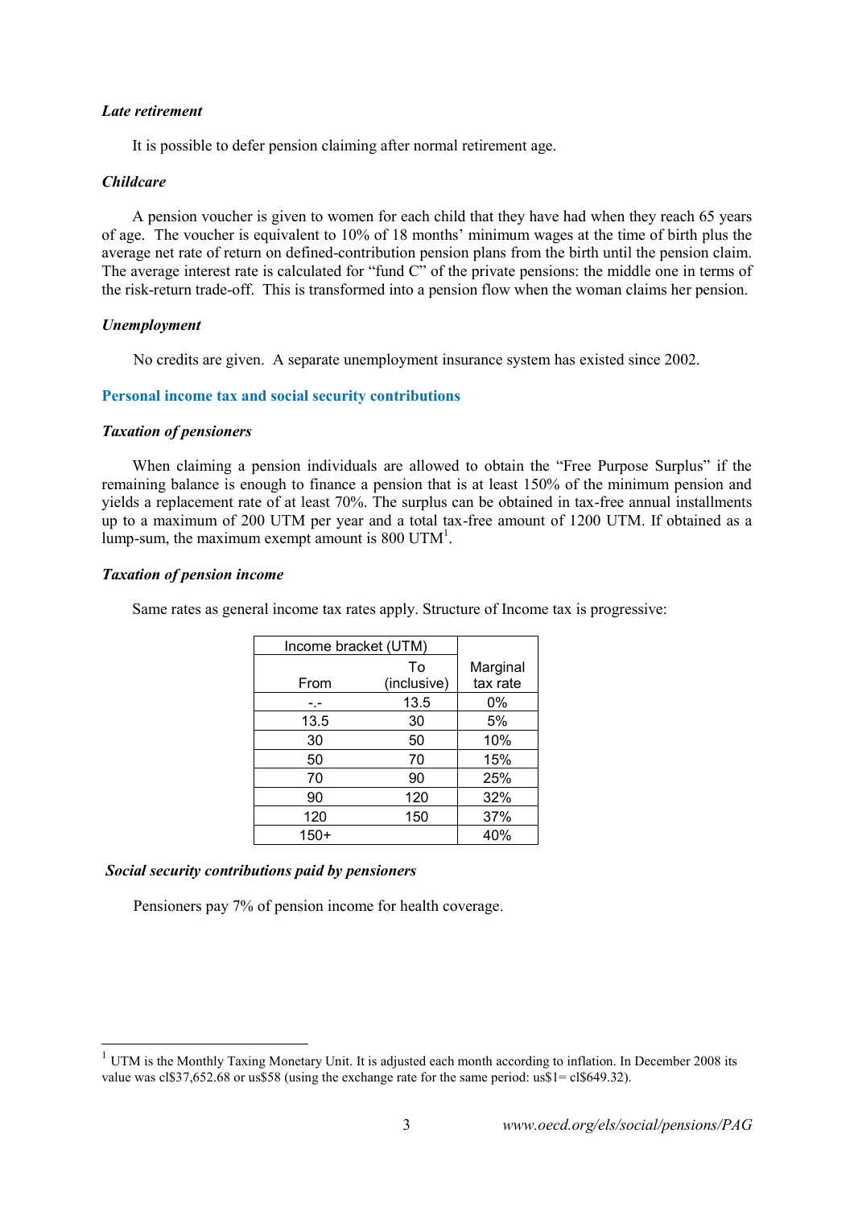***Late retirement***

It is possible to defer pension claiming after normal retirement age.

***Childcare***

A pension voucher is given to women for each child that they have had when they reach 65 years of age. The voucher is equivalent to 10% of 18 months' minimum wages at the time of birth plus the average net rate of return on defined-contribution pension plans from the birth until the pension claim. The average interest rate is calculated for "fund C" of the private pensions: the middle one in terms of the risk-return trade-off. This is transformed into a pension flow when the woman claims her pension.

***Unemployment***

No credits are given. A separate unemployment insurance system has existed since 2002.

## Personal income tax and social security contributions

***Taxation of pensioners***

When claiming a pension individuals are allowed to obtain the "Free Purpose Surplus" if the remaining balance is enough to finance a pension that is at least 150% of the minimum pension and yields a replacement rate of at least 70%. The surplus can be obtained in tax-free annual installments up to a maximum of 200 UTM per year and a total tax-free amount of 1200 UTM. If obtained as a lump-sum, the maximum exempt amount is 800 UTM[1].

***Taxation of pension income***

Same rates as general income tax rates apply. Structure of Income tax is progressive:

| Income bracket (UTM) | | |
|---|---|---|
| From | To (inclusive) | Marginal tax rate |
| -.- | 13.5 | 0% |
| 13.5 | 30 | 5% |
| 30 | 50 | 10% |
| 50 | 70 | 15% |
| 70 | 90 | 25% |
| 90 | 120 | 32% |
| 120 | 150 | 37% |
| 150+ | | 40% |

***Social security contributions paid by pensioners***

Pensioners pay 7% of pension income for health coverage.

[1] UTM is the Monthly Taxing Monetary Unit. It is adjusted each month according to inflation. In December 2008 its value was cl$37,652.68 or us$58 (using the exchange rate for the same period: us$1= cl$649.32).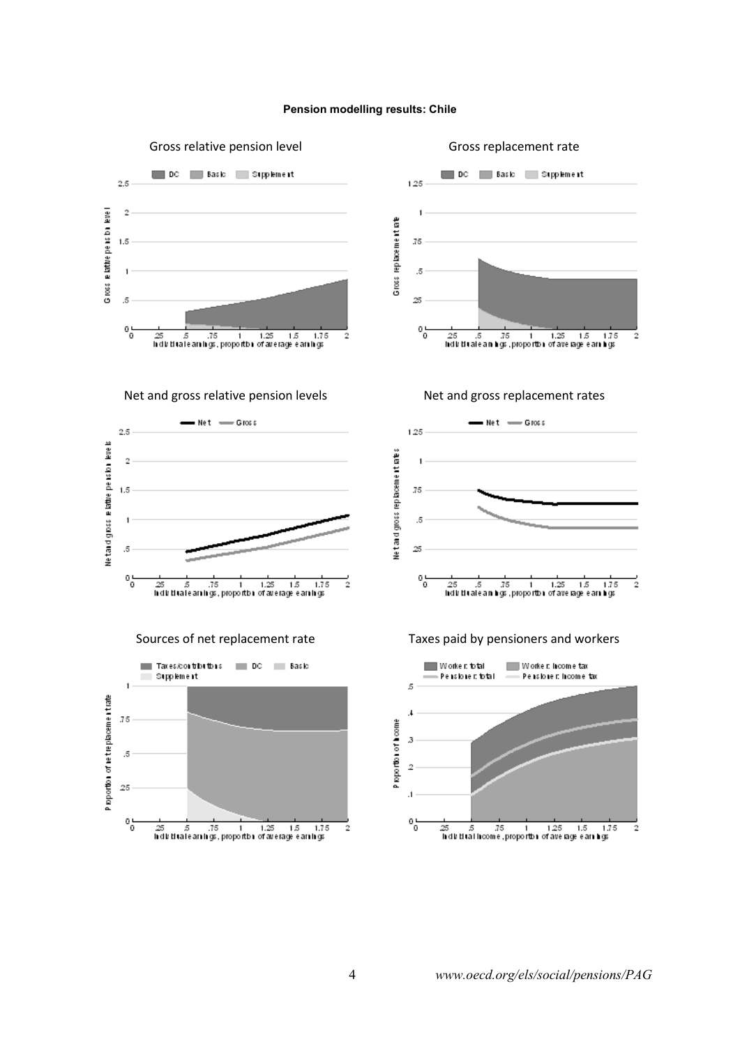**Pension modelling results: Chile**

Gross relative pension level

Gross replacement rate

Net and gross relative pension levels

Net and gross replacement rates

Sources of net replacement rate

Taxes paid by pensioners and workers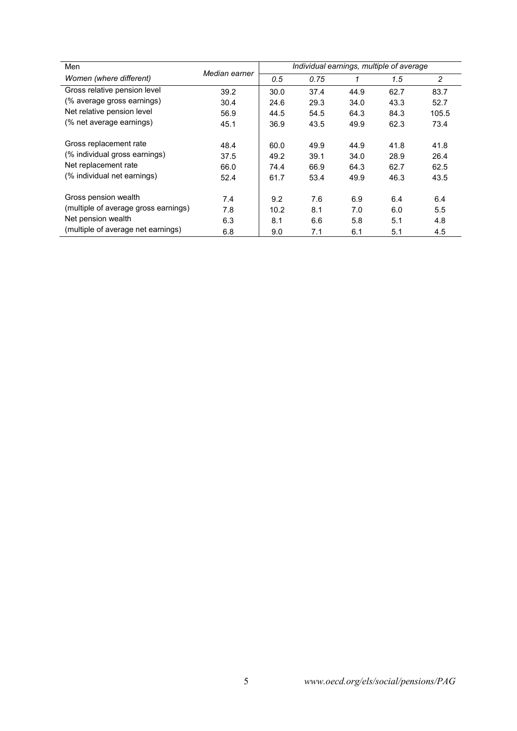| Men<br>*Women (where different)* | *Median earner* | *Individual earnings, multiple of average* | | | | |
|---|---|---|---|---|---|---|
| | | *0.5* | *0.75* | *1* | *1.5* | *2* |
| Gross relative pension level | 39.2 | 30.0 | 37.4 | 44.9 | 62.7 | 83.7 |
| (% average gross earnings) | 30.4 | 24.6 | 29.3 | 34.0 | 43.3 | 52.7 |
| Net relative pension level | 56.9 | 44.5 | 54.5 | 64.3 | 84.3 | 105.5 |
| (% net average earnings) | 45.1 | 36.9 | 43.5 | 49.9 | 62.3 | 73.4 |
| Gross replacement rate | 48.4 | 60.0 | 49.9 | 44.9 | 41.8 | 41.8 |
| (% individual gross earnings) | 37.5 | 49.2 | 39.1 | 34.0 | 28.9 | 26.4 |
| Net replacement rate | 66.0 | 74.4 | 66.9 | 64.3 | 62.7 | 62.5 |
| (% individual net earnings) | 52.4 | 61.7 | 53.4 | 49.9 | 46.3 | 43.5 |
| Gross pension wealth | 7.4 | 9.2 | 7.6 | 6.9 | 6.4 | 6.4 |
| (multiple of average gross earnings) | 7.8 | 10.2 | 8.1 | 7.0 | 6.0 | 5.5 |
| Net pension wealth | 6.3 | 8.1 | 6.6 | 5.8 | 5.1 | 4.8 |
| (multiple of average net earnings) | 6.8 | 9.0 | 7.1 | 6.1 | 5.1 | 4.5 |